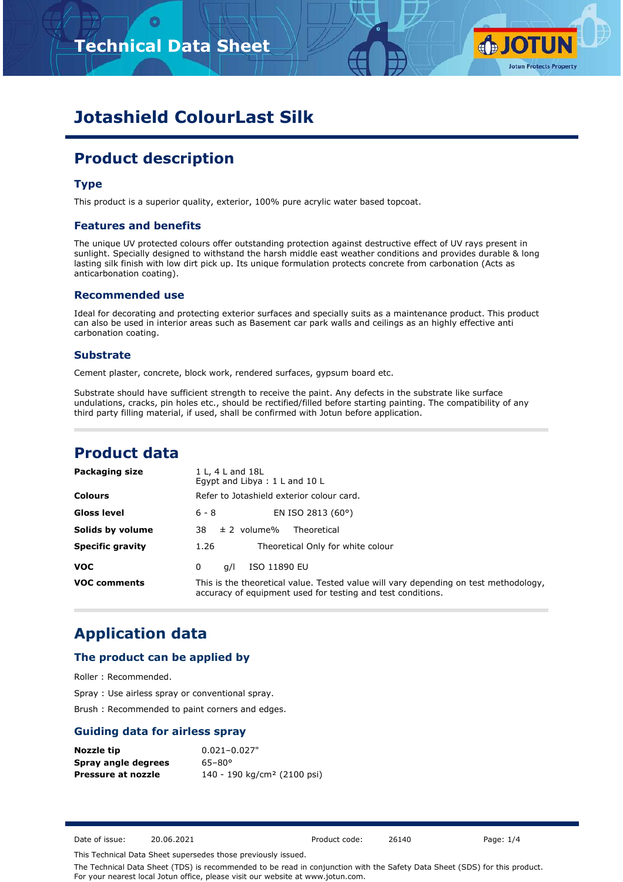# Jotashield ColourLast Silk

## Product description

### Type

This product is a superior quality, exterior, 100% pure acrylic water based topcoat.

### Features and benefits

The unique UV protected colours offer outstanding protection against destructive effect of UV rays present in sunlight. Specially designed to withstand the harsh middle east weather conditions and provides durable & long lasting silk finish with low dirt pick up. Its unique formulation protects concrete from carbonation (Acts as anticarbonation coating).

### Recommended use

Ideal for decorating and protecting exterior surfaces and specially suits as a maintenance product. This product can also be used in interior areas such as Basement car park walls and ceilings as an highly effective anti carbonation coating.

### Substrate

Cement plaster, concrete, block work, rendered surfaces, gypsum board etc.

Substrate should have sufficient strength to receive the paint. Any defects in the substrate like surface undulations, cracks, pin holes etc., should be rectified/filled before starting painting. The compatibility of any third party filling material, if used, shall be confirmed with Jotun before application.

## Product data

| | | | |
|---|---|---|---|
| **Packaging size** | 1 L, 4 L and 18L<br>Egypt and Libya : 1 L and 10 L | | |
| **Colours** | Refer to Jotashield exterior colour card. | | |
| **Gloss level** | 6 - 8 | | EN ISO 2813 (60°) |
| **Solids by volume** | 38 | ± 2 volume% | Theoretical |
| **Specific gravity** | 1.26 | | Theoretical Only for white colour |
| **VOC** | 0 | g/l | ISO 11890 EU |
| **VOC comments** | This is the theoretical value. Tested value will vary depending on test methodology, accuracy of equipment used for testing and test conditions. | | |

## Application data

### The product can be applied by

Roller : Recommended.

Spray : Use airless spray or conventional spray.

Brush : Recommended to paint corners and edges.

### Guiding data for airless spray

| | |
|---|---|
| **Nozzle tip** | 0.021–0.027" |
| **Spray angle degrees** | 65–80° |
| **Pressure at nozzle** | 140 - 190 kg/cm² (2100 psi) |

Date of issue: 20.06.2021 Product code: 26140

This Technical Data Sheet supersedes those previously issued.

The Technical Data Sheet (TDS) is recommended to be read in conjunction with the Safety Data Sheet (SDS) for this product. For your nearest local Jotun office, please visit our website at www.jotun.com.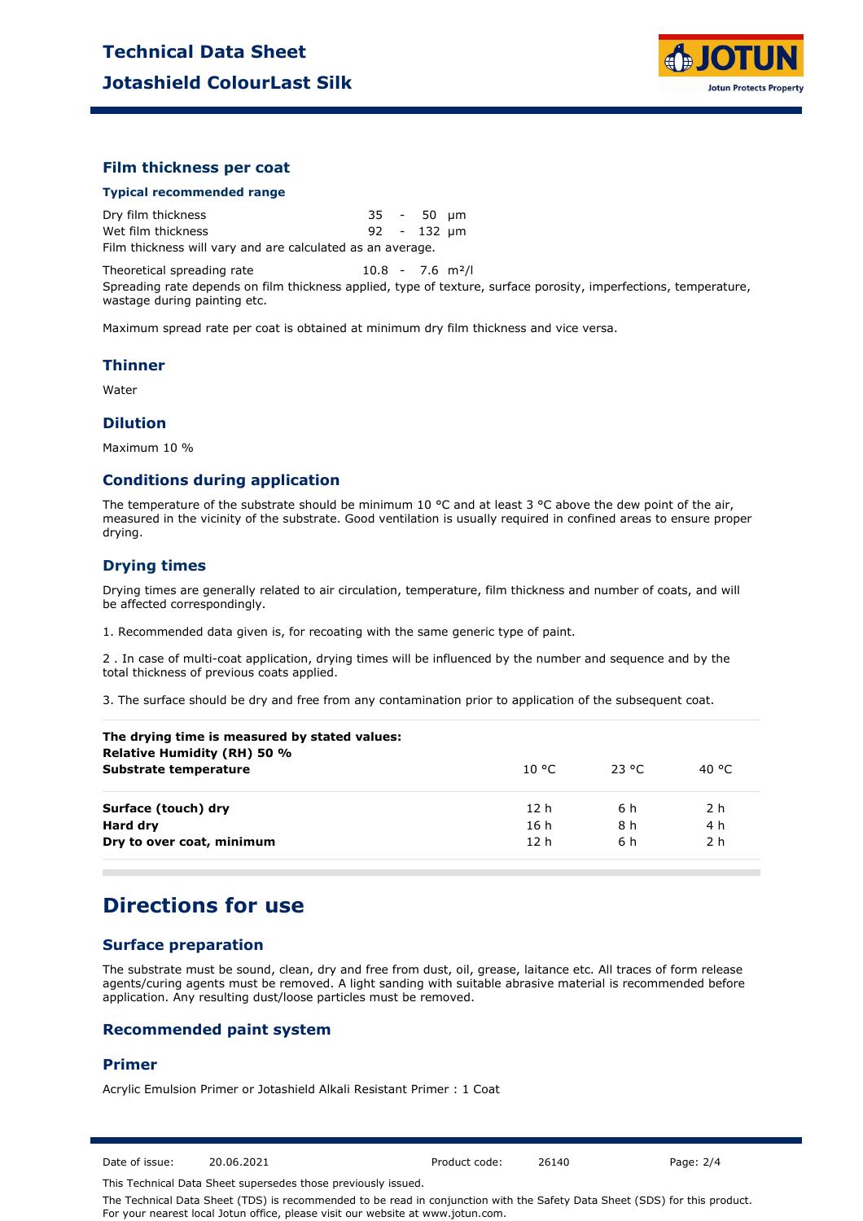## Film thickness per coat

### Typical recommended range

| | | |
|---|---|---|
| Dry film thickness | 35 - 50 | μm |
| Wet film thickness | 92 - 132 | μm |

Film thickness will vary and are calculated as an average.

| | | |
|---|---|---|
| Theoretical spreading rate | 10.8 - 7.6 | m²/l |

Spreading rate depends on film thickness applied, type of texture, surface porosity, imperfections, temperature, wastage during painting etc.

Maximum spread rate per coat is obtained at minimum dry film thickness and vice versa.

## Thinner

Water

## Dilution

Maximum 10 %

## Conditions during application

The temperature of the substrate should be minimum 10 °C and at least 3 °C above the dew point of the air, measured in the vicinity of the substrate. Good ventilation is usually required in confined areas to ensure proper drying.

## Drying times

Drying times are generally related to air circulation, temperature, film thickness and number of coats, and will be affected correspondingly.

1. Recommended data given is, for recoating with the same generic type of paint.

2 . In case of multi-coat application, drying times will be influenced by the number and sequence and by the total thickness of previous coats applied.

3. The surface should be dry and free from any contamination prior to application of the subsequent coat.

| **The drying time is measured by stated values:**<br>**Relative Humidity (RH) 50 %**<br>**Substrate temperature** | 10 °C | 23 °C | 40 °C |
|---|---|---|---|
| **Surface (touch) dry** | 12 h | 6 h | 2 h |
| **Hard dry** | 16 h | 8 h | 4 h |
| **Dry to over coat, minimum** | 12 h | 6 h | 2 h |

# Directions for use

## Surface preparation

The substrate must be sound, clean, dry and free from dust, oil, grease, laitance etc. All traces of form release agents/curing agents must be removed. A light sanding with suitable abrasive material is recommended before application. Any resulting dust/loose particles must be removed.

## Recommended paint system

## Primer

Acrylic Emulsion Primer or Jotashield Alkali Resistant Primer : 1 Coat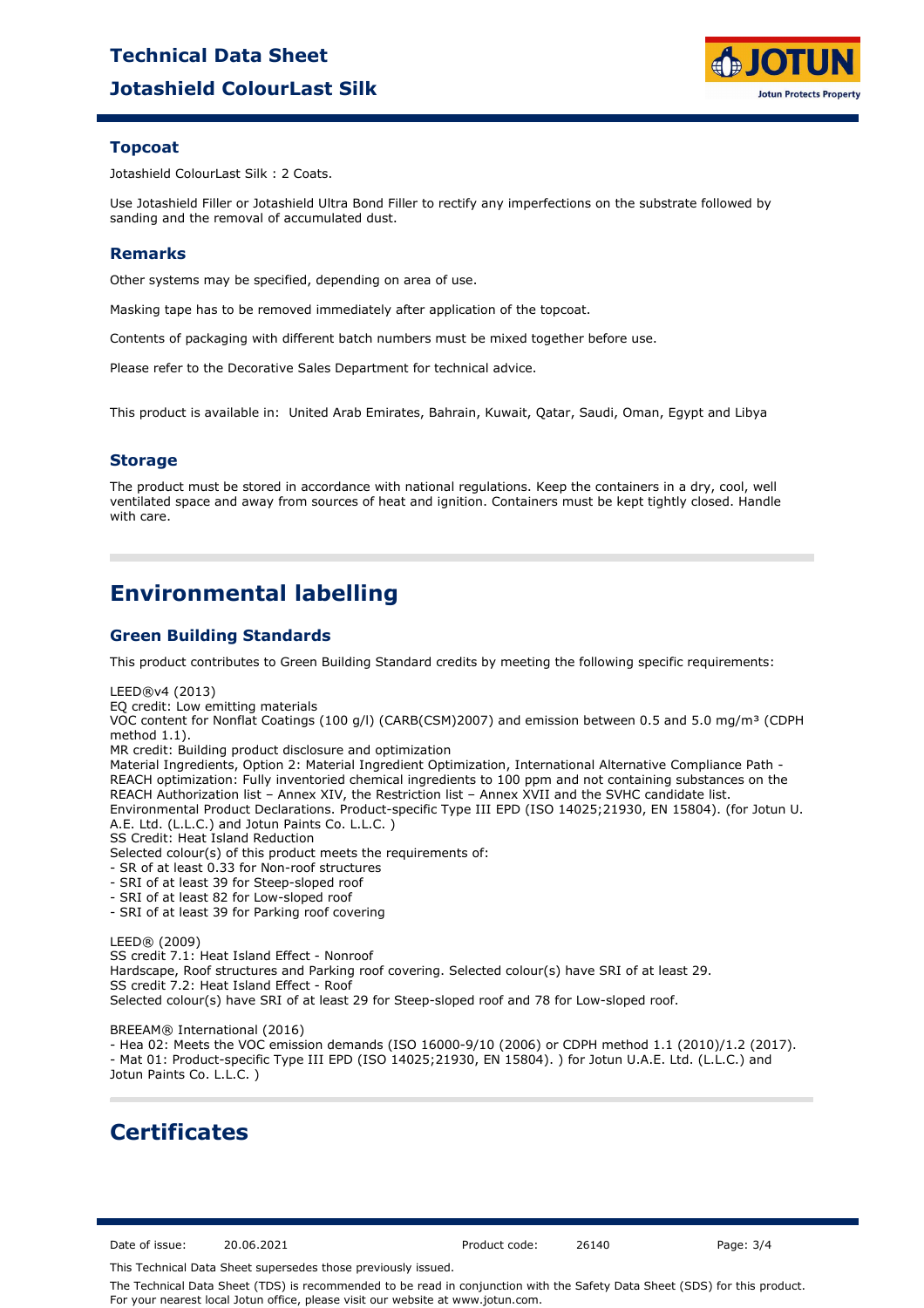### Topcoat

Jotashield ColourLast Silk : 2 Coats.

Use Jotashield Filler or Jotashield Ultra Bond Filler to rectify any imperfections on the substrate followed by sanding and the removal of accumulated dust.

### Remarks

Other systems may be specified, depending on area of use.

Masking tape has to be removed immediately after application of the topcoat.

Contents of packaging with different batch numbers must be mixed together before use.

Please refer to the Decorative Sales Department for technical advice.

This product is available in: United Arab Emirates, Bahrain, Kuwait, Qatar, Saudi, Oman, Egypt and Libya

### Storage

The product must be stored in accordance with national regulations. Keep the containers in a dry, cool, well ventilated space and away from sources of heat and ignition. Containers must be kept tightly closed. Handle with care.

## Environmental labelling

### Green Building Standards

This product contributes to Green Building Standard credits by meeting the following specific requirements:

LEED®v4 (2013)
EQ credit: Low emitting materials
VOC content for Nonflat Coatings (100 g/l) (CARB(CSM)2007) and emission between 0.5 and 5.0 mg/m³ (CDPH method 1.1).
MR credit: Building product disclosure and optimization
Material Ingredients, Option 2: Material Ingredient Optimization, International Alternative Compliance Path - REACH optimization: Fully inventoried chemical ingredients to 100 ppm and not containing substances on the REACH Authorization list – Annex XIV, the Restriction list – Annex XVII and the SVHC candidate list.
Environmental Product Declarations. Product-specific Type III EPD (ISO 14025;21930, EN 15804). (for Jotun U.A.E. Ltd. (L.L.C.) and Jotun Paints Co. L.L.C. )
SS Credit: Heat Island Reduction
Selected colour(s) of this product meets the requirements of:
- SR of at least 0.33 for Non-roof structures
- SRI of at least 39 for Steep-sloped roof
- SRI of at least 82 for Low-sloped roof
- SRI of at least 39 for Parking roof covering

LEED® (2009)
SS credit 7.1: Heat Island Effect - Nonroof
Hardscape, Roof structures and Parking roof covering. Selected colour(s) have SRI of at least 29.
SS credit 7.2: Heat Island Effect - Roof
Selected colour(s) have SRI of at least 29 for Steep-sloped roof and 78 for Low-sloped roof.

BREEAM® International (2016)
- Hea 02: Meets the VOC emission demands (ISO 16000-9/10 (2006) or CDPH method 1.1 (2010)/1.2 (2017).
- Mat 01: Product-specific Type III EPD (ISO 14025;21930, EN 15804). ) for Jotun U.A.E. Ltd. (L.L.C.) and Jotun Paints Co. L.L.C. )

## Certificates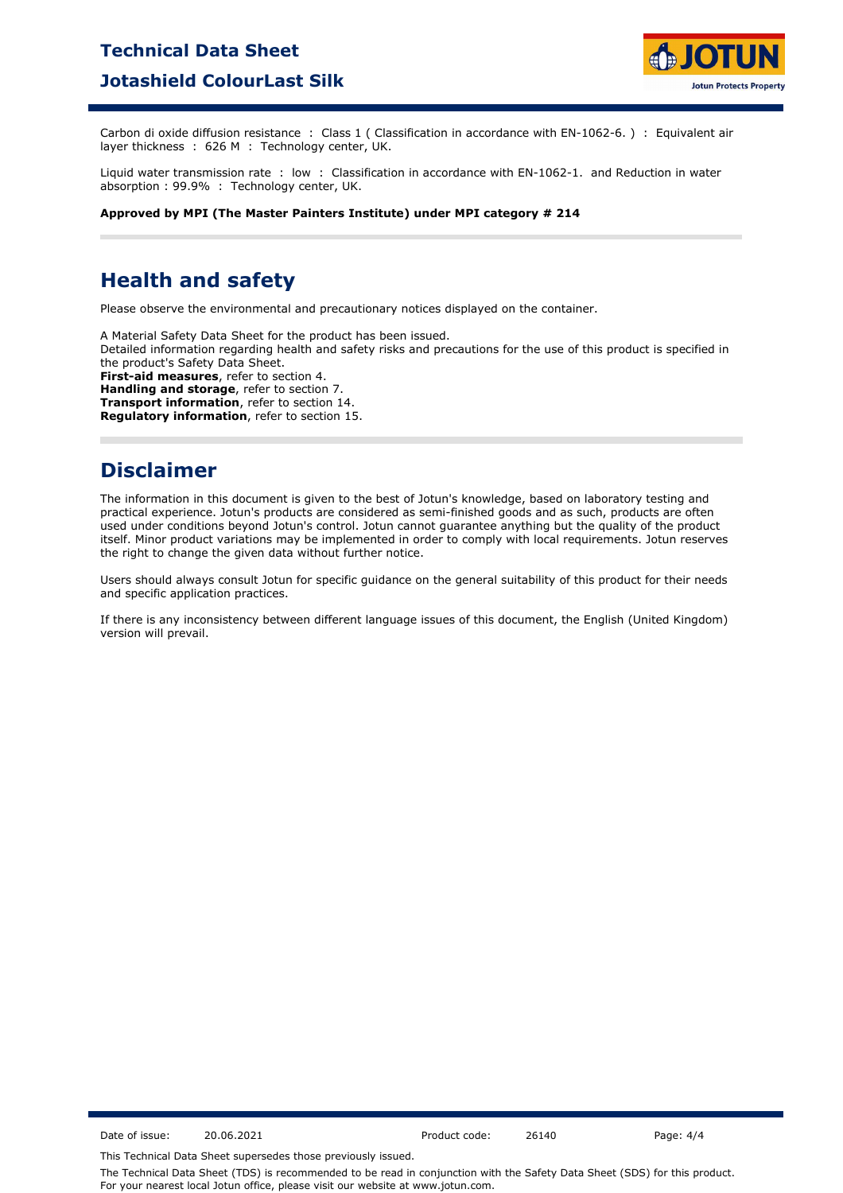Carbon di oxide diffusion resistance : Class 1 ( Classification in accordance with EN-1062-6. ) : Equivalent air layer thickness : 626 M : Technology center, UK.

Liquid water transmission rate : low : Classification in accordance with EN-1062-1. and Reduction in water absorption : 99.9% : Technology center, UK.

**Approved by MPI (The Master Painters Institute) under MPI category # 214**

## Health and safety

Please observe the environmental and precautionary notices displayed on the container.

A Material Safety Data Sheet for the product has been issued.
Detailed information regarding health and safety risks and precautions for the use of this product is specified in the product's Safety Data Sheet.
**First-aid measures**, refer to section 4.
**Handling and storage**, refer to section 7.
**Transport information**, refer to section 14.
**Regulatory information**, refer to section 15.

## Disclaimer

The information in this document is given to the best of Jotun's knowledge, based on laboratory testing and practical experience. Jotun's products are considered as semi-finished goods and as such, products are often used under conditions beyond Jotun's control. Jotun cannot guarantee anything but the quality of the product itself. Minor product variations may be implemented in order to comply with local requirements. Jotun reserves the right to change the given data without further notice.

Users should always consult Jotun for specific guidance on the general suitability of this product for their needs and specific application practices.

If there is any inconsistency between different language issues of this document, the English (United Kingdom) version will prevail.